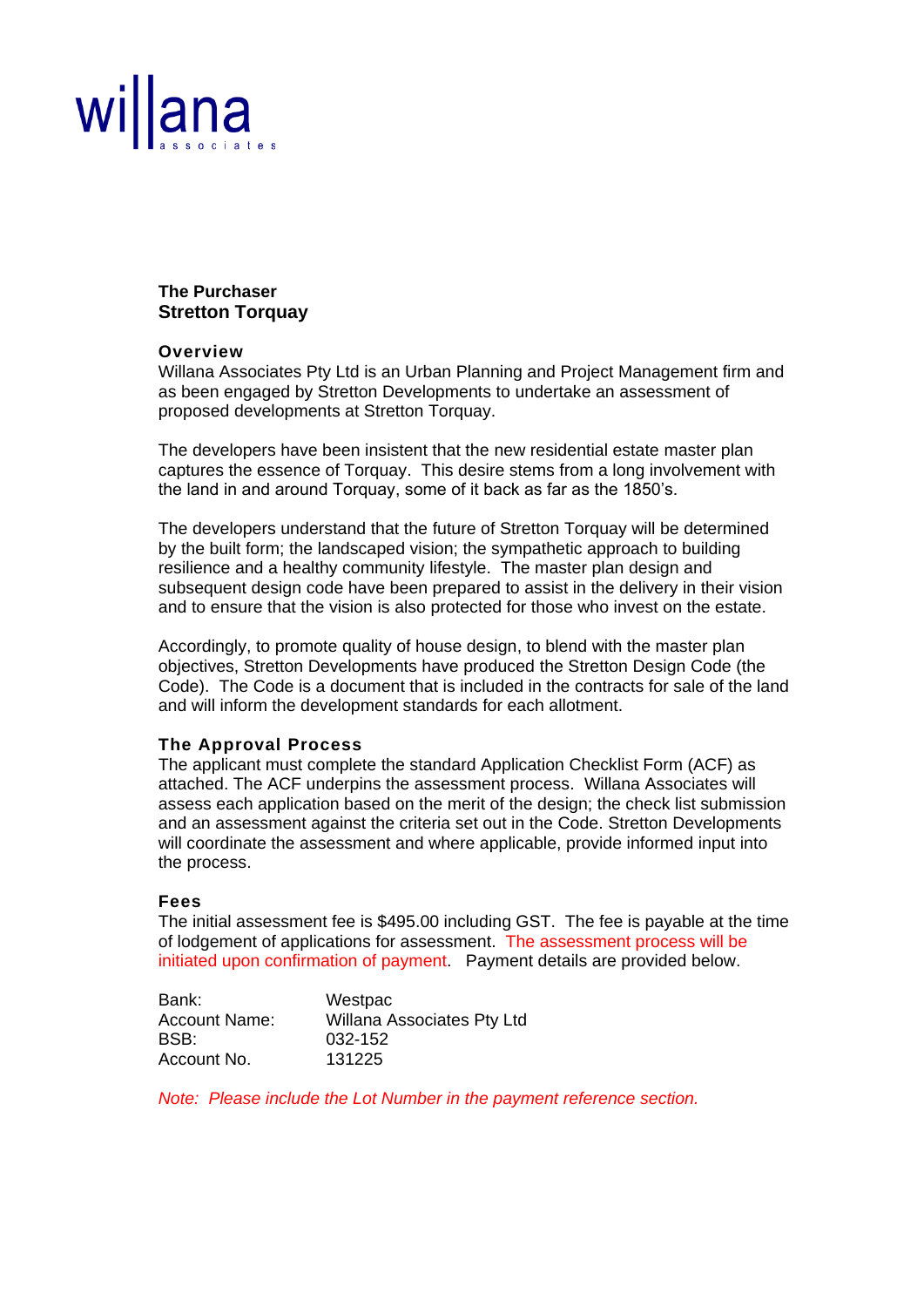willana
associates

**The Purchaser**
**Stretton Torquay**

### Overview

Willana Associates Pty Ltd is an Urban Planning and Project Management firm and as been engaged by Stretton Developments to undertake an assessment of proposed developments at Stretton Torquay.

The developers have been insistent that the new residential estate master plan captures the essence of Torquay. This desire stems from a long involvement with the land in and around Torquay, some of it back as far as the 1850's.

The developers understand that the future of Stretton Torquay will be determined by the built form; the landscaped vision; the sympathetic approach to building resilience and a healthy community lifestyle. The master plan design and subsequent design code have been prepared to assist in the delivery in their vision and to ensure that the vision is also protected for those who invest on the estate.

Accordingly, to promote quality of house design, to blend with the master plan objectives, Stretton Developments have produced the Stretton Design Code (the Code). The Code is a document that is included in the contracts for sale of the land and will inform the development standards for each allotment.

### The Approval Process

The applicant must complete the standard Application Checklist Form (ACF) as attached. The ACF underpins the assessment process. Willana Associates will assess each application based on the merit of the design; the check list submission and an assessment against the criteria set out in the Code. Stretton Developments will coordinate the assessment and where applicable, provide informed input into the process.

### Fees

The initial assessment fee is $495.00 including GST. The fee is payable at the time of lodgement of applications for assessment. The assessment process will be initiated upon confirmation of payment. Payment details are provided below.

| | |
|---|---|
| Bank: | Westpac |
| Account Name: | Willana Associates Pty Ltd |
| BSB: | 032-152 |
| Account No. | 131225 |

*Note: Please include the Lot Number in the payment reference section.*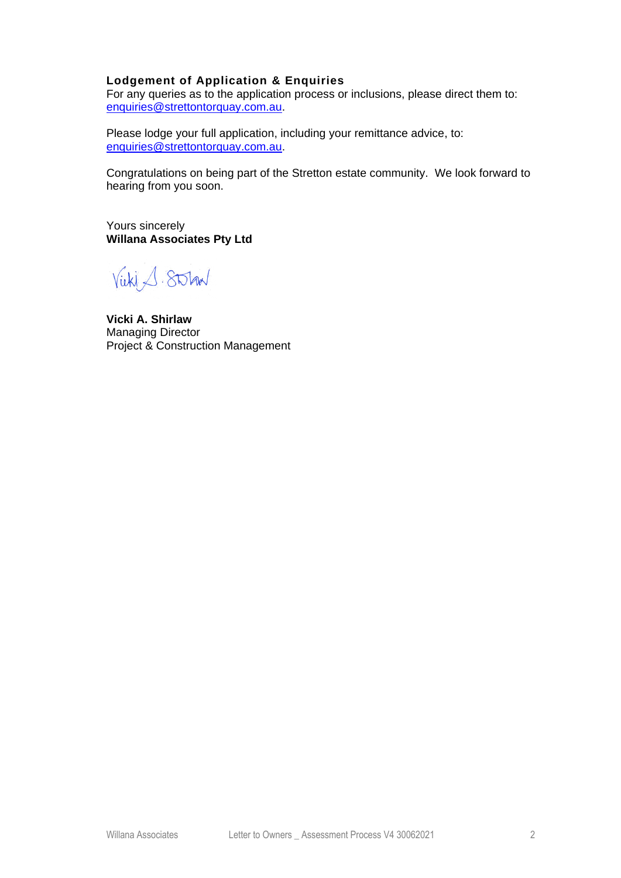**Lodgement of Application & Enquiries**
For any queries as to the application process or inclusions, please direct them to: enquiries@strettontorquay.com.au.

Please lodge your full application, including your remittance advice, to: enquiries@strettontorquay.com.au.

Congratulations on being part of the Stretton estate community. We look forward to hearing from you soon.

Yours sincerely
**Willana Associates Pty Ltd**

**Vicki A. Shirlaw**
Managing Director
Project & Construction Management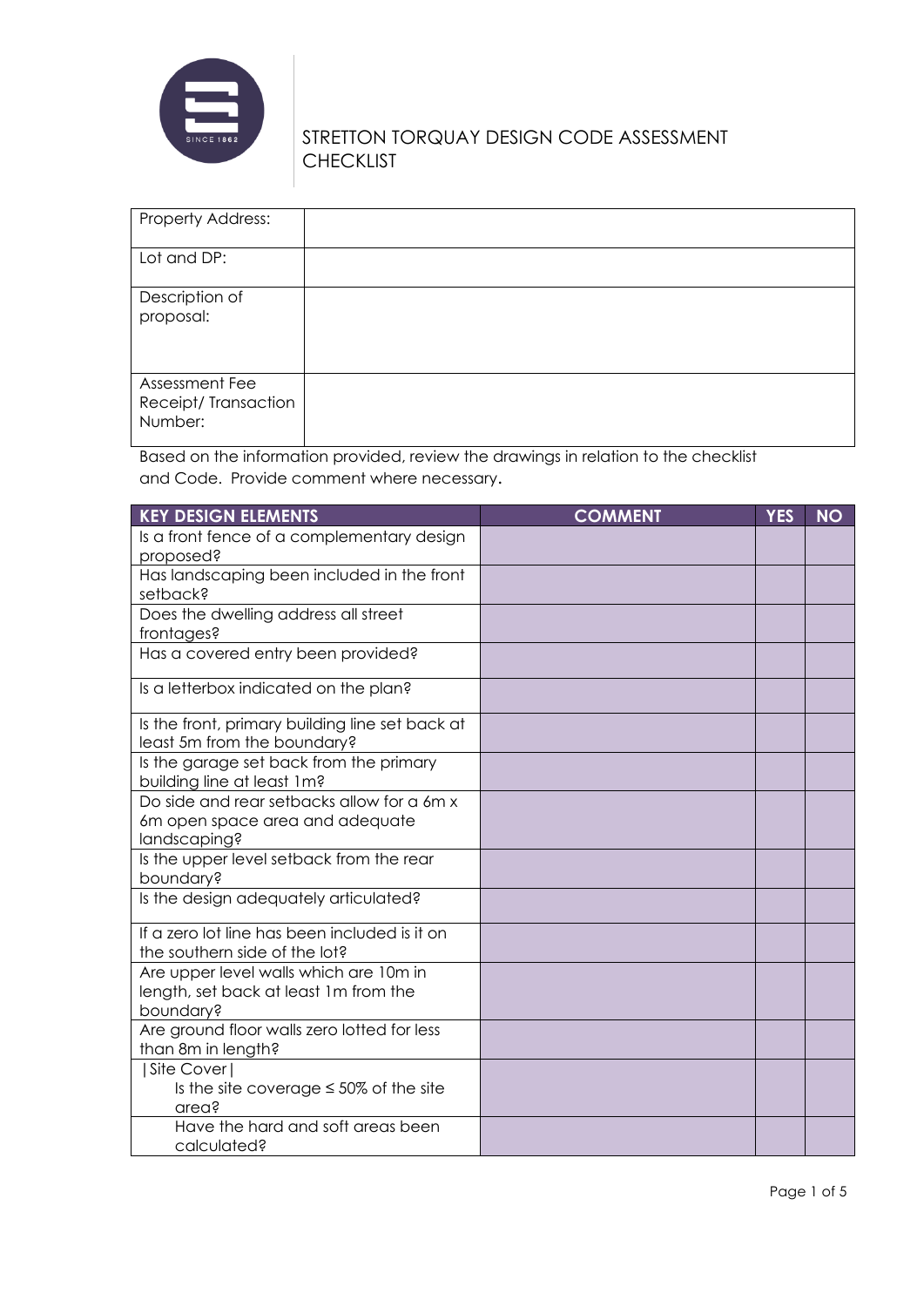# STRETTON TORQUAY DESIGN CODE ASSESSMENT CHECKLIST

| | |
|---|---|
| Property Address: | |
| Lot and DP: | |
| Description of proposal: | |
| Assessment Fee Receipt/ Transaction Number: | |

Based on the information provided, review the drawings in relation to the checklist and Code. Provide comment where necessary.

| KEY DESIGN ELEMENTS | COMMENT | YES | NO |
|---|---|---|---|
| Is a front fence of a complementary design proposed? | | | |
| Has landscaping been included in the front setback? | | | |
| Does the dwelling address all street frontages? | | | |
| Has a covered entry been provided? | | | |
| Is a letterbox indicated on the plan? | | | |
| Is the front, primary building line set back at least 5m from the boundary? | | | |
| Is the garage set back from the primary building line at least 1m? | | | |
| Do side and rear setbacks allow for a 6m x 6m open space area and adequate landscaping? | | | |
| Is the upper level setback from the rear boundary? | | | |
| Is the design adequately articulated? | | | |
| If a zero lot line has been included is it on the southern side of the lot? | | | |
| Are upper level walls which are 10m in length, set back at least 1m from the boundary? | | | |
| Are ground floor walls zero lotted for less than 8m in length? | | | |
| \|Site Cover\| Is the site coverage ≤ 50% of the site area? | | | |
| Have the hard and soft areas been calculated? | | | |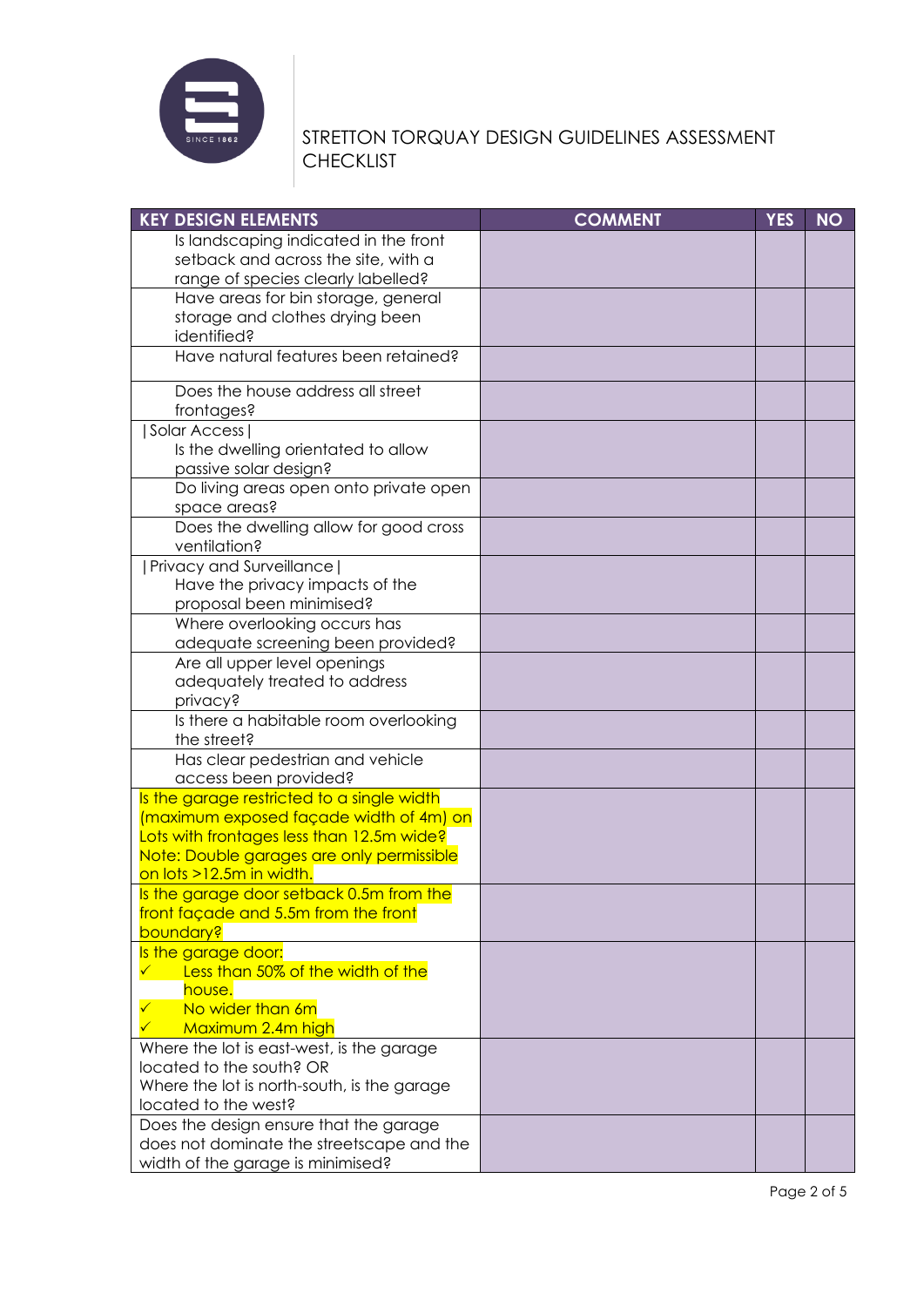STRETTON TORQUAY DESIGN GUIDELINES ASSESSMENT CHECKLIST

| KEY DESIGN ELEMENTS | COMMENT | YES | NO |
|---|---|---|---|
| Is landscaping indicated in the front setback and across the site, with a range of species clearly labelled? | | | |
| Have areas for bin storage, general storage and clothes drying been identified? | | | |
| Have natural features been retained? | | | |
| Does the house address all street frontages? | | | |
| \| Solar Access \| Is the dwelling orientated to allow passive solar design? | | | |
| Do living areas open onto private open space areas? | | | |
| Does the dwelling allow for good cross ventilation? | | | |
| \| Privacy and Surveillance \| Have the privacy impacts of the proposal been minimised? | | | |
| Where overlooking occurs has adequate screening been provided? | | | |
| Are all upper level openings adequately treated to address privacy? | | | |
| Is there a habitable room overlooking the street? | | | |
| Has clear pedestrian and vehicle access been provided? | | | |
| Is the garage restricted to a single width (maximum exposed façade width of 4m) on Lots with frontages less than 12.5m wide? Note: Double garages are only permissible on lots >12.5m in width. | | | |
| Is the garage door setback 0.5m from the front façade and 5.5m from the front boundary? | | | |
| Is the garage door: ✓ Less than 50% of the width of the house. ✓ No wider than 6m ✓ Maximum 2.4m high | | | |
| Where the lot is east-west, is the garage located to the south? OR Where the lot is north-south, is the garage located to the west? | | | |
| Does the design ensure that the garage does not dominate the streetscape and the width of the garage is minimised? | | | |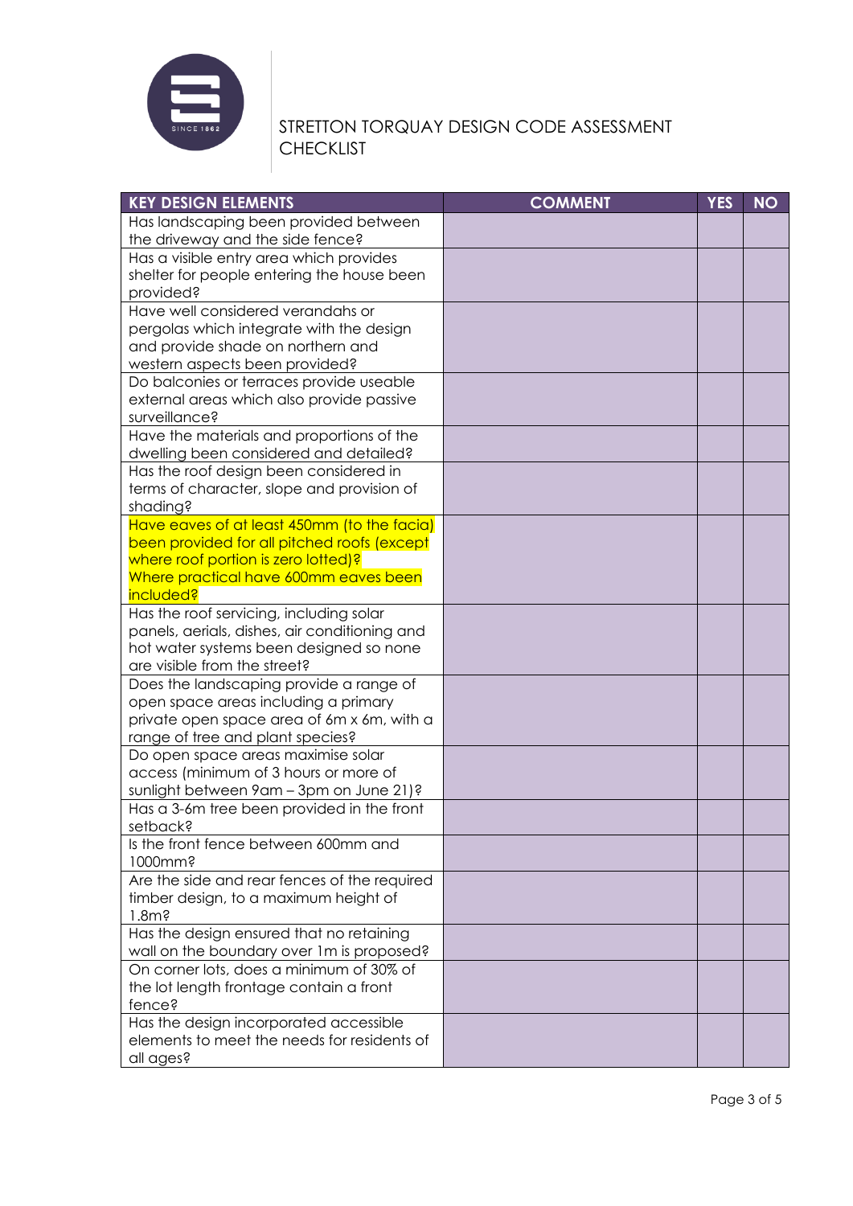STRETTON TORQUAY DESIGN CODE ASSESSMENT CHECKLIST

| KEY DESIGN ELEMENTS | COMMENT | YES | NO |
|---|---|---|---|
| Has landscaping been provided between the driveway and the side fence? | | | |
| Has a visible entry area which provides shelter for people entering the house been provided? | | | |
| Have well considered verandahs or pergolas which integrate with the design and provide shade on northern and western aspects been provided? | | | |
| Do balconies or terraces provide useable external areas which also provide passive surveillance? | | | |
| Have the materials and proportions of the dwelling been considered and detailed? | | | |
| Has the roof design been considered in terms of character, slope and provision of shading? | | | |
| Have eaves of at least 450mm (to the facia) been provided for all pitched roofs (except where roof portion is zero lotted)? Where practical have 600mm eaves been included? | | | |
| Has the roof servicing, including solar panels, aerials, dishes, air conditioning and hot water systems been designed so none are visible from the street? | | | |
| Does the landscaping provide a range of open space areas including a primary private open space area of 6m x 6m, with a range of tree and plant species? | | | |
| Do open space areas maximise solar access (minimum of 3 hours or more of sunlight between 9am – 3pm on June 21)? | | | |
| Has a 3-6m tree been provided in the front setback? | | | |
| Is the front fence between 600mm and 1000mm? | | | |
| Are the side and rear fences of the required timber design, to a maximum height of 1.8m? | | | |
| Has the design ensured that no retaining wall on the boundary over 1m is proposed? | | | |
| On corner lots, does a minimum of 30% of the lot length frontage contain a front fence? | | | |
| Has the design incorporated accessible elements to meet the needs for residents of all ages? | | | |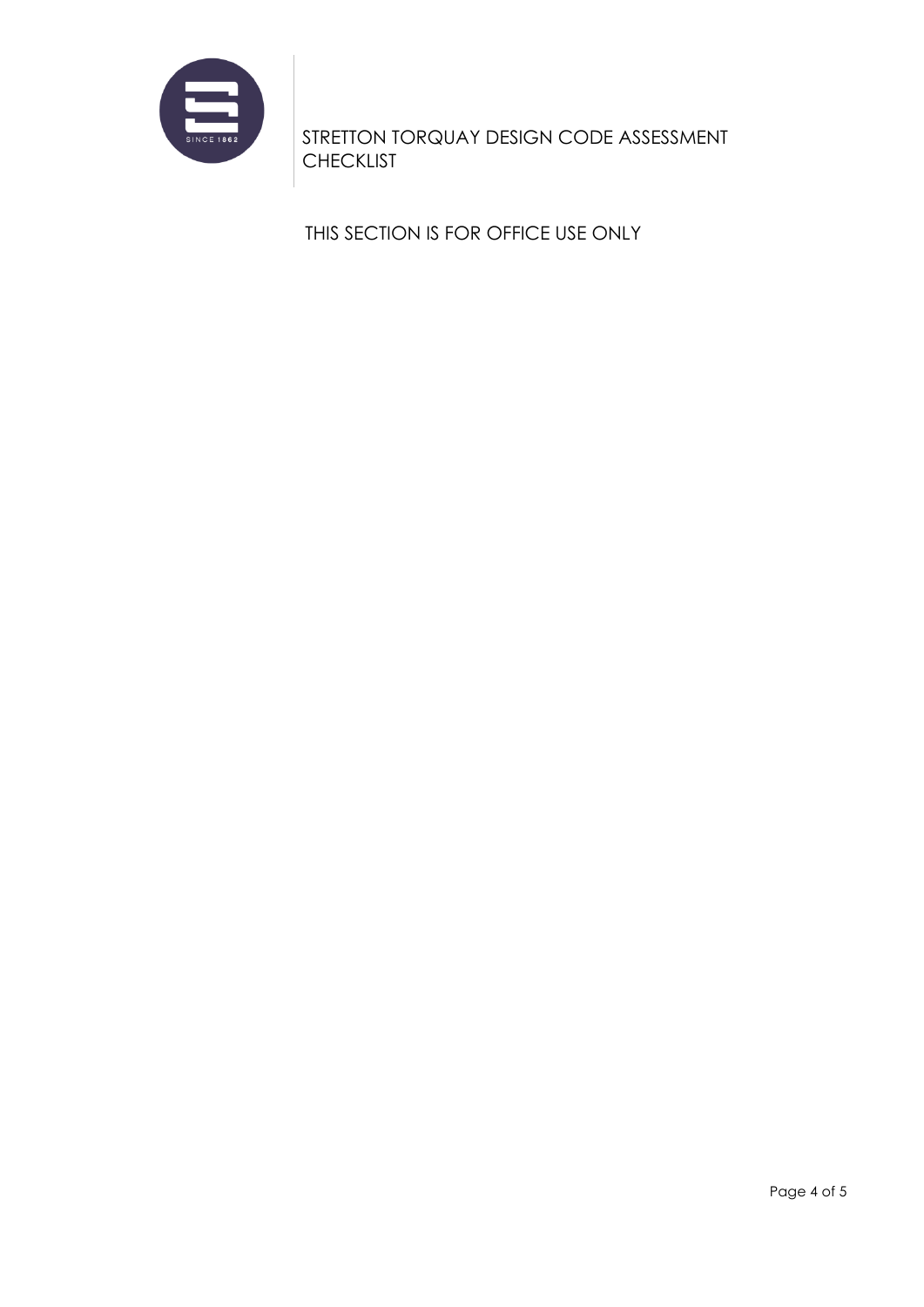THIS SECTION IS FOR OFFICE USE ONLY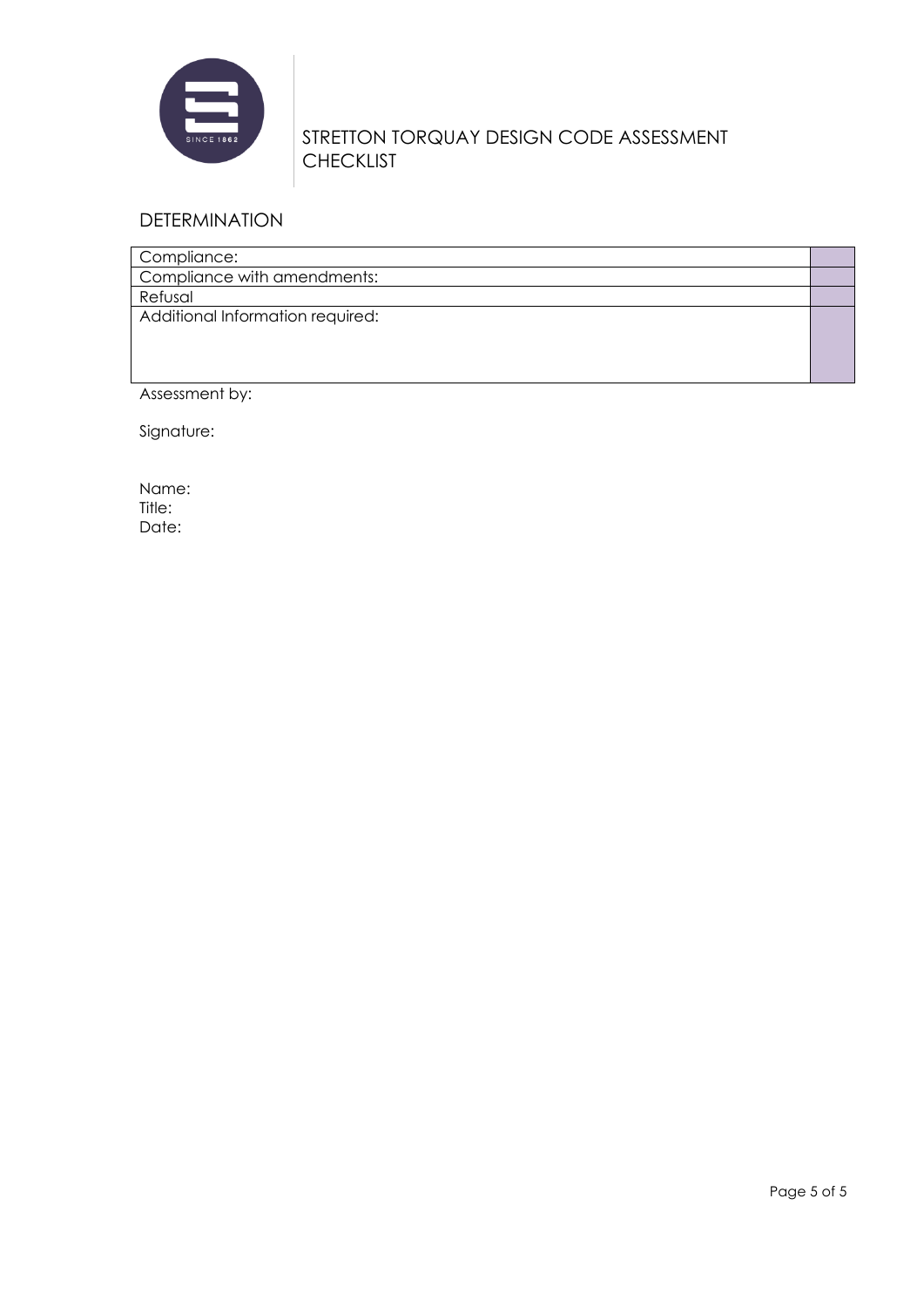## DETERMINATION

| | |
|---|---|
| Compliance: | |
| Compliance with amendments: | |
| Refusal | |
| Additional Information required: | |

Assessment by:

Signature:

Name:
Title:
Date: